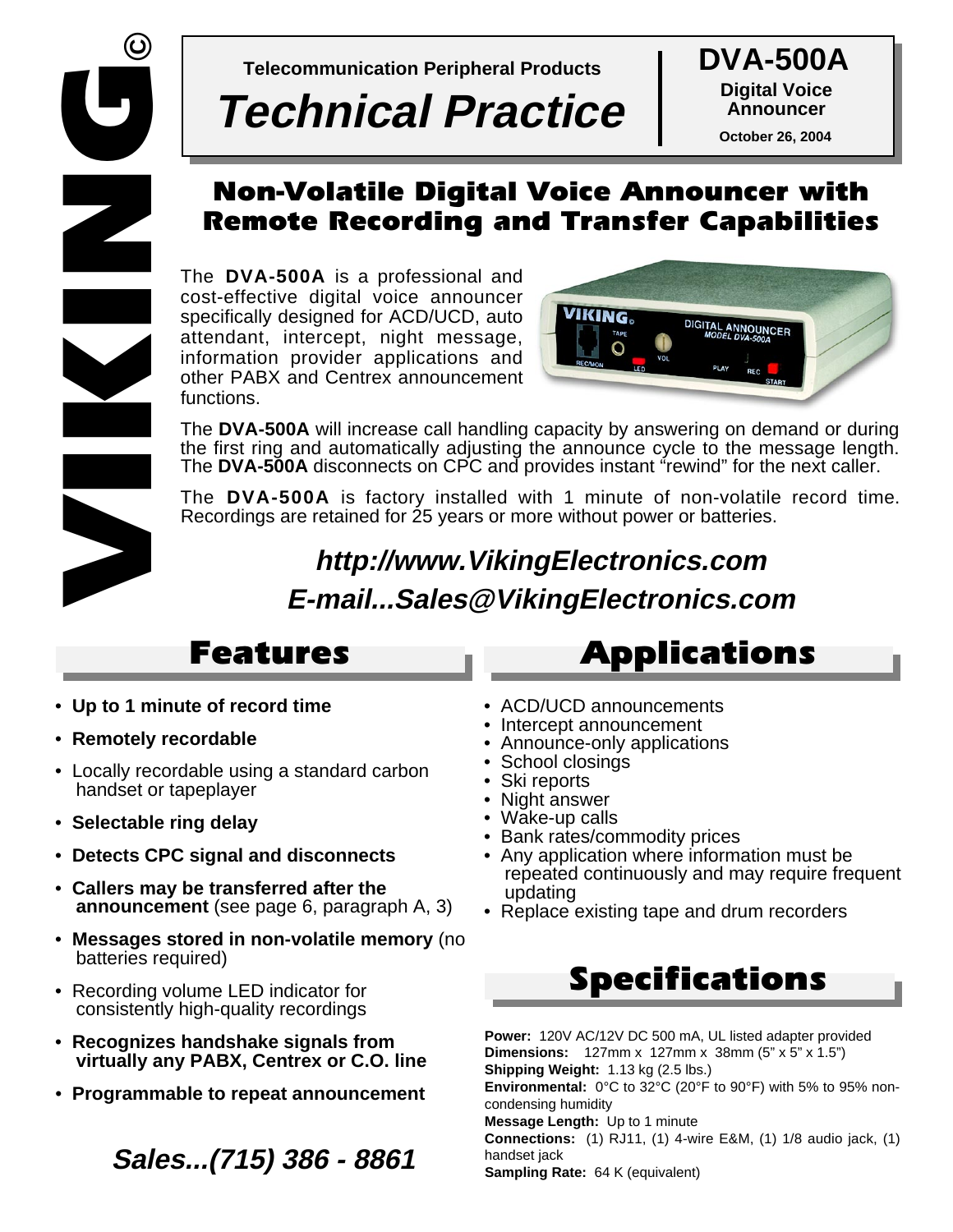VIKING®

Telecommunication Peripheral Products

# Technical Practice

**DVA-500A**
**Digital Voice Announcer**
**October 26, 2004**

## Non-Volatile Digital Voice Announcer with Remote Recording and Transfer Capabilities

The **DVA-500A** is a professional and cost-effective digital voice announcer specifically designed for ACD/UCD, auto attendant, intercept, night message, information provider applications and other PABX and Centrex announcement functions.

The **DVA-500A** will increase call handling capacity by answering on demand or during the first ring and automatically adjusting the announce cycle to the message length. The **DVA-500A** disconnects on CPC and provides instant "rewind" for the next caller.

The **DVA-500A** is factory installed with 1 minute of non-volatile record time. Recordings are retained for 25 years or more without power or batteries.

***http://www.VikingElectronics.com***
***E-mail...Sales@VikingElectronics.com***

## Features

- **Up to 1 minute of record time**
- **Remotely recordable**
- Locally recordable using a standard carbon handset or tapeplayer
- **Selectable ring delay**
- **Detects CPC signal and disconnects**
- **Callers may be transferred after the announcement** (see page 6, paragraph A, 3)
- **Messages stored in non-volatile memory** (no batteries required)
- Recording volume LED indicator for consistently high-quality recordings
- **Recognizes handshake signals from virtually any PABX, Centrex or C.O. line**
- **Programmable to repeat announcement**

***Sales...(715) 386 - 8861***

## Applications

- ACD/UCD announcements
- Intercept announcement
- Announce-only applications
- School closings
- Ski reports
- Night answer
- Wake-up calls
- Bank rates/commodity prices
- Any application where information must be repeated continuously and may require frequent updating
- Replace existing tape and drum recorders

## Specifications

**Power:** 120V AC/12V DC 500 mA, UL listed adapter provided
**Dimensions:** 127mm x 127mm x 38mm (5" x 5" x 1.5")
**Shipping Weight:** 1.13 kg (2.5 lbs.)
**Environmental:** 0°C to 32°C (20°F to 90°F) with 5% to 95% non-condensing humidity
**Message Length:** Up to 1 minute
**Connections:** (1) RJ11, (1) 4-wire E&M, (1) 1/8 audio jack, (1) handset jack
**Sampling Rate:** 64 K (equivalent)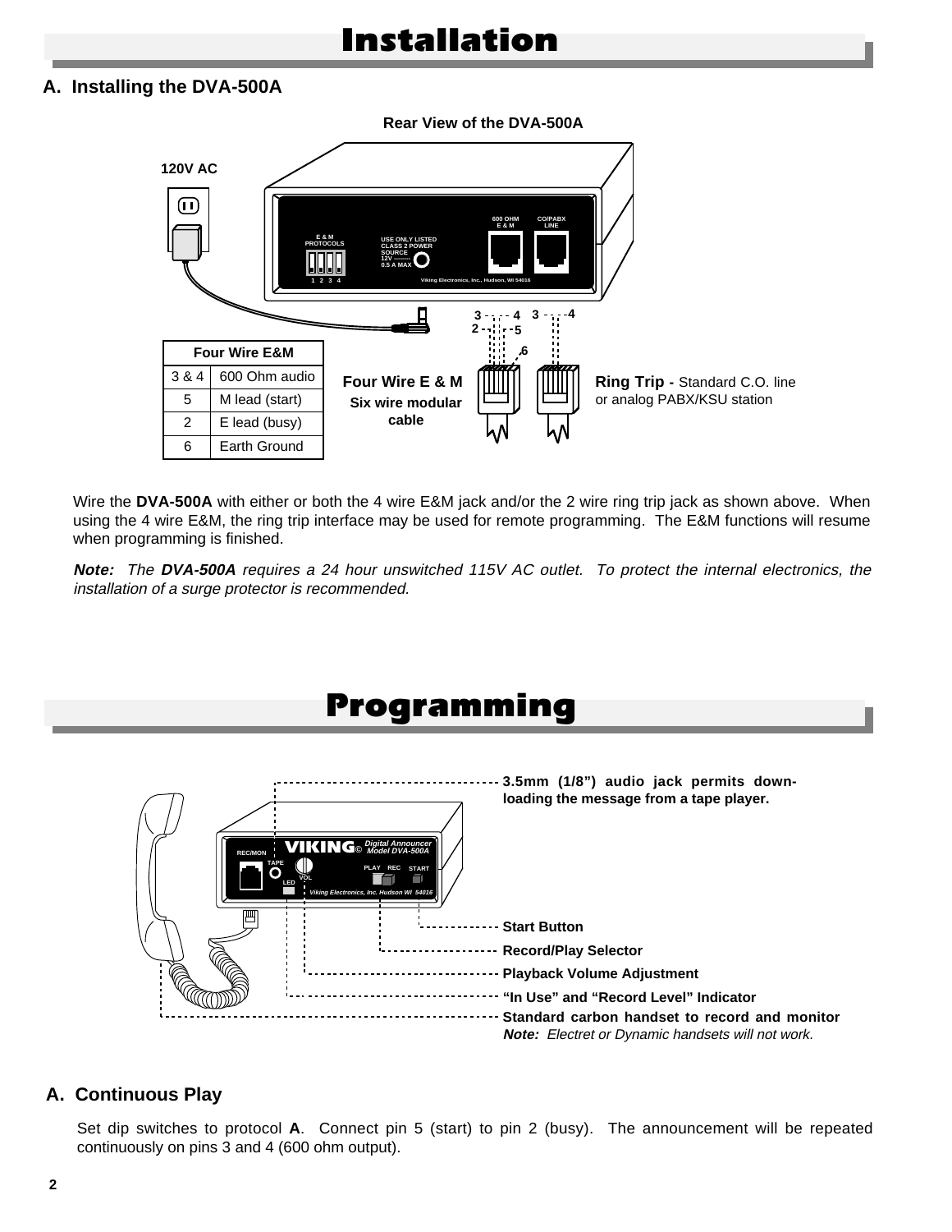# Installation

## A. Installing the DVA-500A

Rear View of the DVA-500A

| Four Wire E&M | |
|---|---|
| 3 & 4 | 600 Ohm audio |
| 5 | M lead (start) |
| 2 | E lead (busy) |
| 6 | Earth Ground |

**Four Wire E & M** Six wire modular cable

**Ring Trip -** Standard C.O. line or analog PABX/KSU station

Wire the **DVA-500A** with either or both the 4 wire E&M jack and/or the 2 wire ring trip jack as shown above. When using the 4 wire E&M, the ring trip interface may be used for remote programming. The E&M functions will resume when programming is finished.

***Note:*** *The* ***DVA-500A*** *requires a 24 hour unswitched 115V AC outlet. To protect the internal electronics, the installation of a surge protector is recommended.*

# Programming

- **3.5mm (1/8") audio jack permits down-loading the message from a tape player.**
- **Start Button**
- **Record/Play Selector**
- **Playback Volume Adjustment**
- **"In Use" and "Record Level" Indicator**
- **Standard carbon handset to record and monitor** ***Note:*** *Electret or Dynamic handsets will not work.*

## A. Continuous Play

Set dip switches to protocol **A**. Connect pin 5 (start) to pin 2 (busy). The announcement will be repeated continuously on pins 3 and 4 (600 ohm output).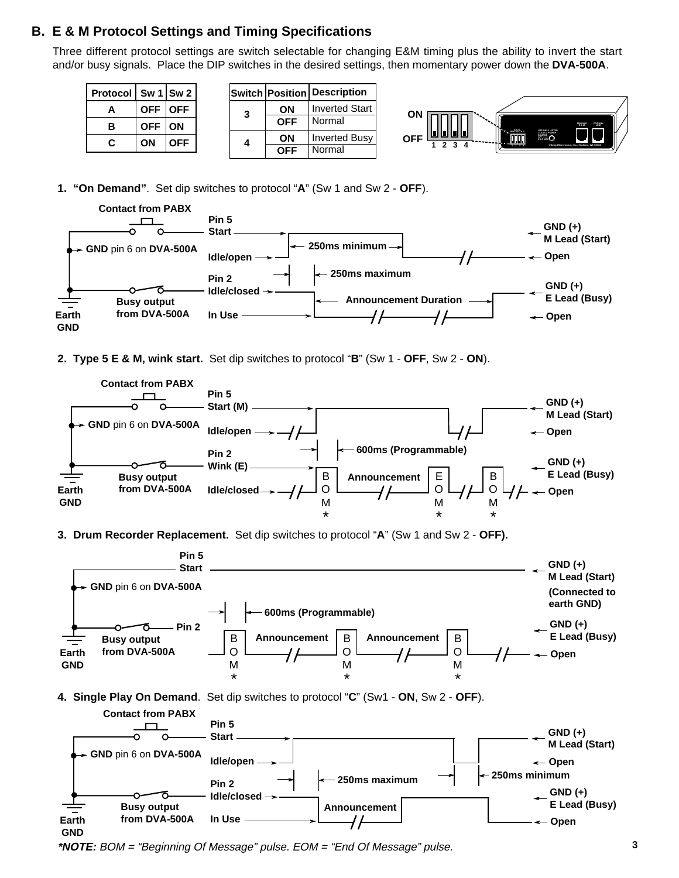## B. E & M Protocol Settings and Timing Specifications

Three different protocol settings are switch selectable for changing E&M timing plus the ability to invert the start and/or busy signals. Place the DIP switches in the desired settings, then momentary power down the **DVA-500A**.

| Protocol | Sw 1 | Sw 2 |
|---|---|---|
| A | OFF | OFF |
| B | OFF | ON |
| C | ON | OFF |

| Switch | Position | Description |
|---|---|---|
| 3 | ON | Inverted Start |
| | OFF | Normal |
| 4 | ON | Inverted Busy |
| | OFF | Normal |

ON
OFF
1 2 3 4

1. **"On Demand"**. Set dip switches to protocol "**A**" (Sw 1 and Sw 2 - **OFF**).

Contact from PABX
**GND** pin 6 on **DVA-500A**
Earth GND
Busy output from DVA-500A
Pin 5 Start
Idle/open
250ms minimum
GND (+) M Lead (Start)
Open
Pin 2 Idle/closed
250ms maximum
Announcement Duration
In Use
GND (+) E Lead (Busy)
Open

2. **Type 5 E & M, wink start.** Set dip switches to protocol "**B**" (Sw 1 - **OFF**, Sw 2 - **ON**).

Contact from PABX
**GND** pin 6 on **DVA-500A**
Earth GND
Busy output from DVA-500A
Pin 5 Start (M)
Idle/open
GND (+) M Lead (Start)
Open
Pin 2 Wink (E)
600ms (Programmable)
Idle/closed
BOM* Announcement EOM* BOM*
GND (+) E Lead (Busy)
Open

3. **Drum Recorder Replacement.** Set dip switches to protocol "**A**" (Sw 1 and Sw 2 - **OFF).**

Pin 5 Start
**GND** pin 6 on **DVA-500A**
Earth GND
Busy output from DVA-500A
Pin 2
GND (+) M Lead (Start) (Connected to earth GND)
600ms (Programmable)
BOM* Announcement BOM* Announcement BOM*
GND (+) E Lead (Busy)
Open

4. **Single Play On Demand**. Set dip switches to protocol "**C**" (Sw1 - **ON**, Sw 2 - **OFF**).

Contact from PABX
**GND** pin 6 on **DVA-500A**
Earth GND
Busy output from DVA-500A
Pin 5 Start
Idle/open
GND (+) M Lead (Start)
Open
250ms maximum
250ms minimum
Pin 2 Idle/closed
Announcement
In Use
GND (+) E Lead (Busy)
Open

***NOTE:** *BOM = "Beginning Of Message" pulse. EOM = "End Of Message" pulse.*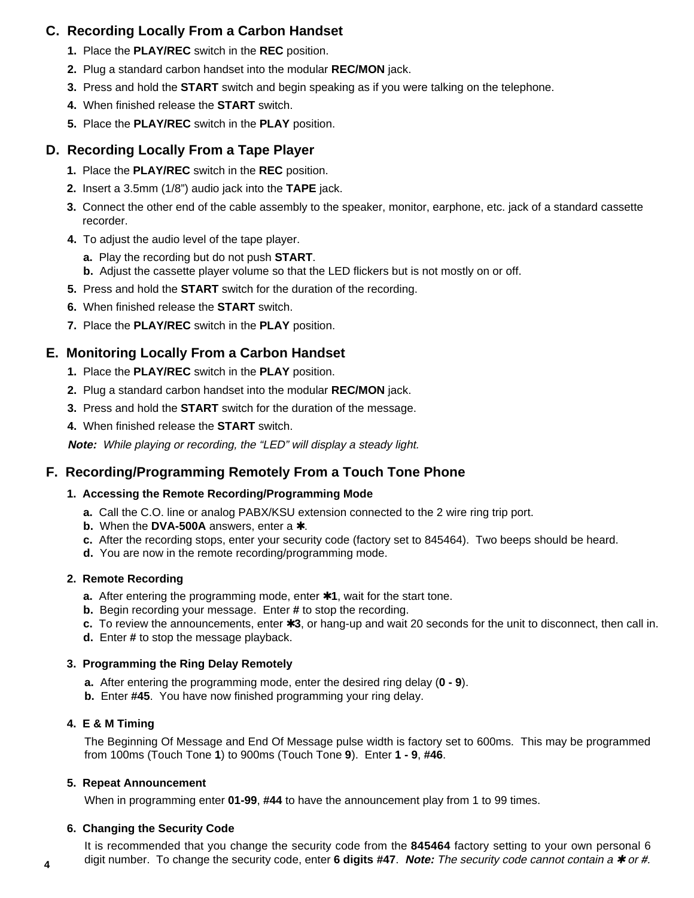## C. Recording Locally From a Carbon Handset

1. Place the **PLAY/REC** switch in the **REC** position.
2. Plug a standard carbon handset into the modular **REC/MON** jack.
3. Press and hold the **START** switch and begin speaking as if you were talking on the telephone.
4. When finished release the **START** switch.
5. Place the **PLAY/REC** switch in the **PLAY** position.

## D. Recording Locally From a Tape Player

1. Place the **PLAY/REC** switch in the **REC** position.
2. Insert a 3.5mm (1/8") audio jack into the **TAPE** jack.
3. Connect the other end of the cable assembly to the speaker, monitor, earphone, etc. jack of a standard cassette recorder.
4. To adjust the audio level of the tape player.
   a. Play the recording but do not push **START**.
   b. Adjust the cassette player volume so that the LED flickers but is not mostly on or off.
5. Press and hold the **START** switch for the duration of the recording.
6. When finished release the **START** switch.
7. Place the **PLAY/REC** switch in the **PLAY** position.

## E. Monitoring Locally From a Carbon Handset

1. Place the **PLAY/REC** switch in the **PLAY** position.
2. Plug a standard carbon handset into the modular **REC/MON** jack.
3. Press and hold the **START** switch for the duration of the message.
4. When finished release the **START** switch.

***Note:*** *While playing or recording, the "LED" will display a steady light.*

## F. Recording/Programming Remotely From a Touch Tone Phone

**1. Accessing the Remote Recording/Programming Mode**

a. Call the C.O. line or analog PABX/KSU extension connected to the 2 wire ring trip port.
b. When the **DVA-500A** answers, enter a ✱.
c. After the recording stops, enter your security code (factory set to 845464). Two beeps should be heard.
d. You are now in the remote recording/programming mode.

**2. Remote Recording**

a. After entering the programming mode, enter **✱1**, wait for the start tone.
b. Begin recording your message. Enter **#** to stop the recording.
c. To review the announcements, enter **✱3**, or hang-up and wait 20 seconds for the unit to disconnect, then call in.
d. Enter **#** to stop the message playback.

**3. Programming the Ring Delay Remotely**

a. After entering the programming mode, enter the desired ring delay (**0 - 9**).
b. Enter **#45**. You have now finished programming your ring delay.

**4. E & M Timing**

The Beginning Of Message and End Of Message pulse width is factory set to 600ms. This may be programmed from 100ms (Touch Tone **1**) to 900ms (Touch Tone **9**). Enter **1 - 9**, **#46**.

**5. Repeat Announcement**

When in programming enter **01-99**, **#44** to have the announcement play from 1 to 99 times.

**6. Changing the Security Code**

It is recommended that you change the security code from the **845464** factory setting to your own personal 6 digit number. To change the security code, enter **6 digits #47**. ***Note:*** *The security code cannot contain a ✱ or #.*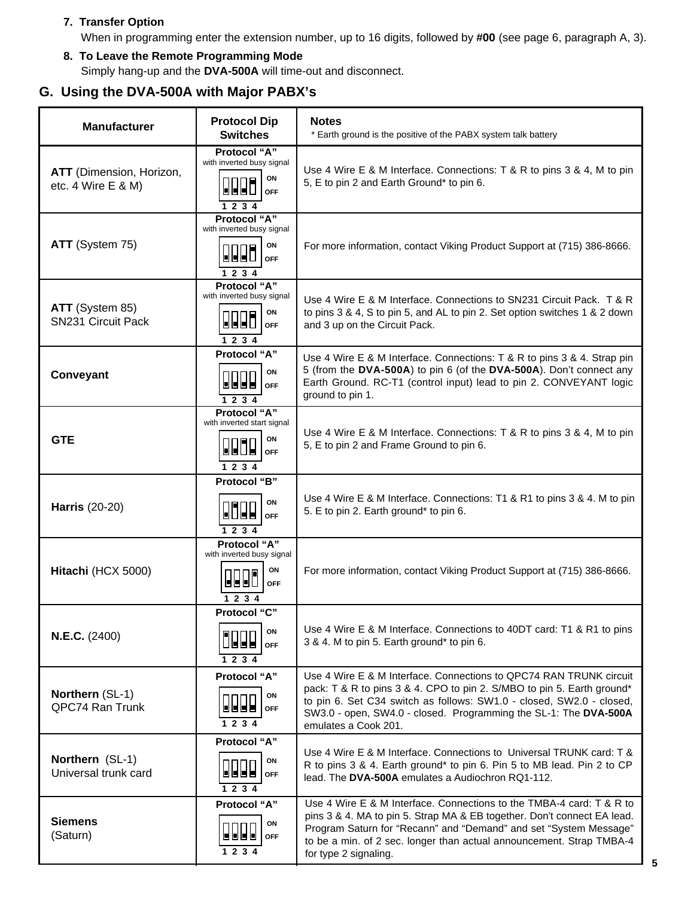7. **Transfer Option**
   When in programming enter the extension number, up to 16 digits, followed by **#00** (see page 6, paragraph A, 3).

8. **To Leave the Remote Programming Mode**
   Simply hang-up and the **DVA-500A** will time-out and disconnect.

## G. Using the DVA-500A with Major PABX's

| Manufacturer | Protocol Dip Switches | Notes<br>* Earth ground is the positive of the PABX system talk battery |
|---|---|---|
| **ATT** (Dimension, Horizon, etc. 4 Wire E & M) | Protocol "A" with inverted busy signal | Use 4 Wire E & M Interface. Connections: T & R to pins 3 & 4, M to pin 5, E to pin 2 and Earth Ground* to pin 6. |
| **ATT** (System 75) | Protocol "A" with inverted busy signal | For more information, contact Viking Product Support at (715) 386-8666. |
| **ATT** (System 85) SN231 Circuit Pack | Protocol "A" with inverted busy signal | Use 4 Wire E & M Interface. Connections to SN231 Circuit Pack. T & R to pins 3 & 4, S to pin 5, and AL to pin 2. Set option switches 1 & 2 down and 3 up on the Circuit Pack. |
| **Conveyant** | Protocol "A" | Use 4 Wire E & M Interface. Connections: T & R to pins 3 & 4. Strap pin 5 (from the **DVA-500A**) to pin 6 (of the **DVA-500A**). Don't connect any Earth Ground. RC-T1 (control input) lead to pin 2. CONVEYANT logic ground to pin 1. |
| **GTE** | Protocol "A" with inverted start signal | Use 4 Wire E & M Interface. Connections: T & R to pins 3 & 4, M to pin 5, E to pin 2 and Frame Ground to pin 6. |
| **Harris** (20-20) | Protocol "B" | Use 4 Wire E & M Interface. Connections: T1 & R1 to pins 3 & 4. M to pin 5. E to pin 2. Earth ground* to pin 6. |
| **Hitachi** (HCX 5000) | Protocol "A" with inverted busy signal | For more information, contact Viking Product Support at (715) 386-8666. |
| **N.E.C.** (2400) | Protocol "C" | Use 4 Wire E & M Interface. Connections to 40DT card: T1 & R1 to pins 3 & 4. M to pin 5. Earth ground* to pin 6. |
| **Northern** (SL-1) QPC74 Ran Trunk | Protocol "A" | Use 4 Wire E & M Interface. Connections to QPC74 RAN TRUNK circuit pack: T & R to pins 3 & 4. CPO to pin 2. S/MBO to pin 5. Earth ground* to pin 6. Set C34 switch as follows: SW1.0 - closed, SW2.0 - closed, SW3.0 - open, SW4.0 - closed. Programming the SL-1: The **DVA-500A** emulates a Cook 201. |
| **Northern** (SL-1) Universal trunk card | Protocol "A" | Use 4 Wire E & M Interface. Connections to Universal TRUNK card: T & R to pins 3 & 4. Earth ground* to pin 6. Pin 5 to MB lead. Pin 2 to CP lead. The **DVA-500A** emulates a Audiochron RQ1-112. |
| **Siemens** (Saturn) | Protocol "A" | Use 4 Wire E & M Interface. Connections to the TMBA-4 card: T & R to pins 3 & 4. MA to pin 5. Strap MA & EB together. Don't connect EA lead. Program Saturn for "Recann" and "Demand" and set "System Message" to be a min. of 2 sec. longer than actual announcement. Strap TMBA-4 for type 2 signaling. |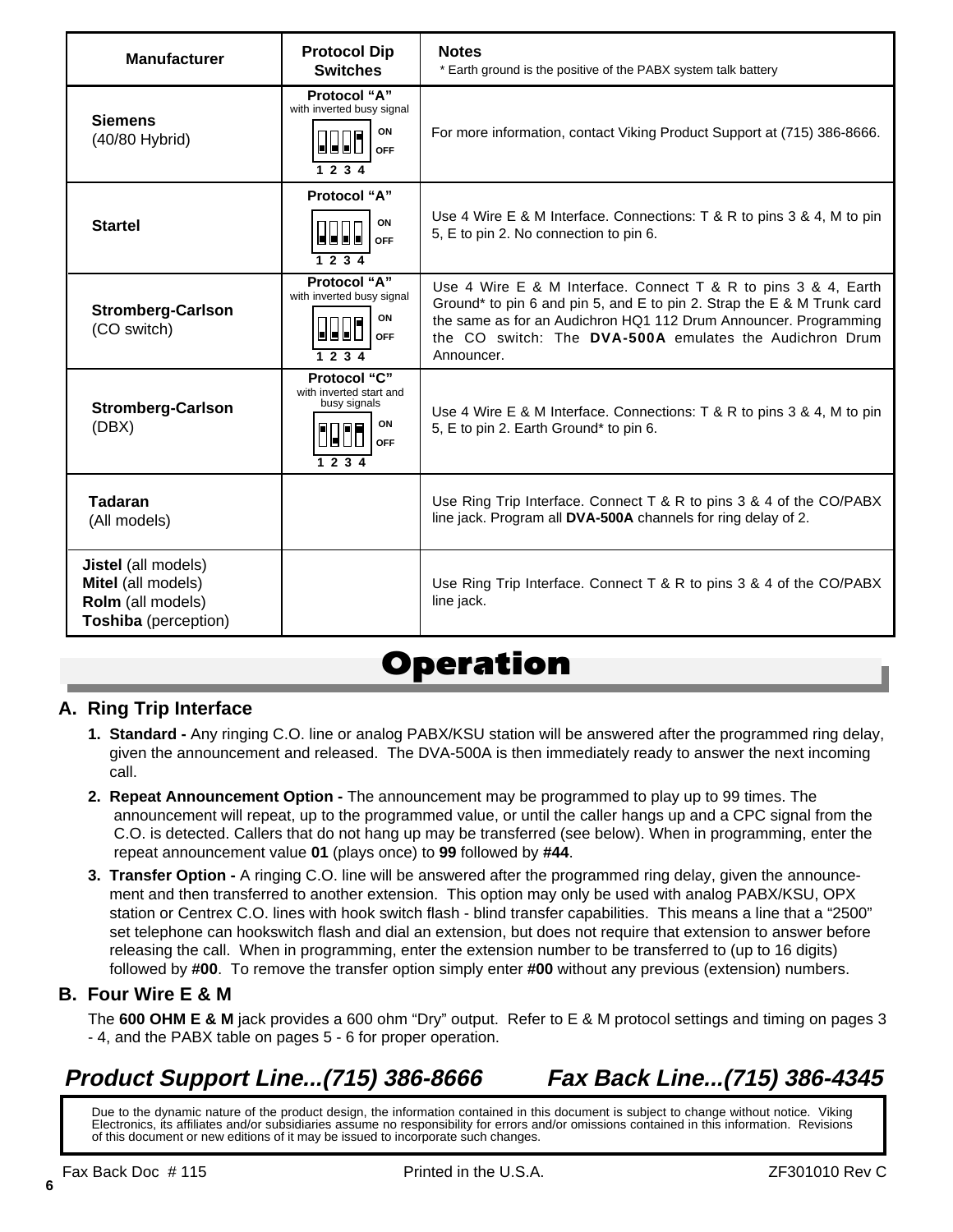| Manufacturer | Protocol Dip Switches | Notes<br>* Earth ground is the positive of the PABX system talk battery |
|---|---|---|
| **Siemens**<br>(40/80 Hybrid) | **Protocol "A"**<br>with inverted busy signal<br>ON / OFF<br>1 2 3 4 | For more information, contact Viking Product Support at (715) 386-8666. |
| **Startel** | **Protocol "A"**<br>ON / OFF<br>1 2 3 4 | Use 4 Wire E & M Interface. Connections: T & R to pins 3 & 4, M to pin 5, E to pin 2. No connection to pin 6. |
| **Stromberg-Carlson**<br>(CO switch) | **Protocol "A"**<br>with inverted busy signal<br>ON / OFF<br>1 2 3 4 | Use 4 Wire E & M Interface. Connect T & R to pins 3 & 4, Earth Ground* to pin 6 and pin 5, and E to pin 2. Strap the E & M Trunk card the same as for an Audichron HQ1 112 Drum Announcer. Programming the CO switch: The **DVA-500A** emulates the Audichron Drum Announcer. |
| **Stromberg-Carlson**<br>(DBX) | **Protocol "C"**<br>with inverted start and busy signals<br>ON / OFF<br>1 2 3 4 | Use 4 Wire E & M Interface. Connections: T & R to pins 3 & 4, M to pin 5, E to pin 2. Earth Ground* to pin 6. |
| **Tadaran**<br>(All models) | | Use Ring Trip Interface. Connect T & R to pins 3 & 4 of the CO/PABX line jack. Program all **DVA-500A** channels for ring delay of 2. |
| **Jistel** (all models)<br>**Mitel** (all models)<br>**Rolm** (all models)<br>**Toshiba** (perception) | | Use Ring Trip Interface. Connect T & R to pins 3 & 4 of the CO/PABX line jack. |

# Operation

## A. Ring Trip Interface

1. **Standard -** Any ringing C.O. line or analog PABX/KSU station will be answered after the programmed ring delay, given the announcement and released. The DVA-500A is then immediately ready to answer the next incoming call.
2. **Repeat Announcement Option -** The announcement may be programmed to play up to 99 times. The announcement will repeat, up to the programmed value, or until the caller hangs up and a CPC signal from the C.O. is detected. Callers that do not hang up may be transferred (see below). When in programming, enter the repeat announcement value **01** (plays once) to **99** followed by **#44**.
3. **Transfer Option -** A ringing C.O. line will be answered after the programmed ring delay, given the announcement and then transferred to another extension. This option may only be used with analog PABX/KSU, OPX station or Centrex C.O. lines with hook switch flash - blind transfer capabilities. This means a line that a "2500" set telephone can hookswitch flash and dial an extension, but does not require that extension to answer before releasing the call. When in programming, enter the extension number to be transferred to (up to 16 digits) followed by **#00**. To remove the transfer option simply enter **#00** without any previous (extension) numbers.

## B. Four Wire E & M

The **600 OHM E & M** jack provides a 600 ohm "Dry" output. Refer to E & M protocol settings and timing on pages 3 - 4, and the PABX table on pages 5 - 6 for proper operation.

***Product Support Line...(715) 386-8666 Fax Back Line...(715) 386-4345***

Due to the dynamic nature of the product design, the information contained in this document is subject to change without notice. Viking Electronics, its affiliates and/or subsidiaries assume no responsibility for errors and/or omissions contained in this information. Revisions of this document or new editions of it may be issued to incorporate such changes.

Fax Back Doc # 115 Printed in the U.S.A. ZF301010 Rev C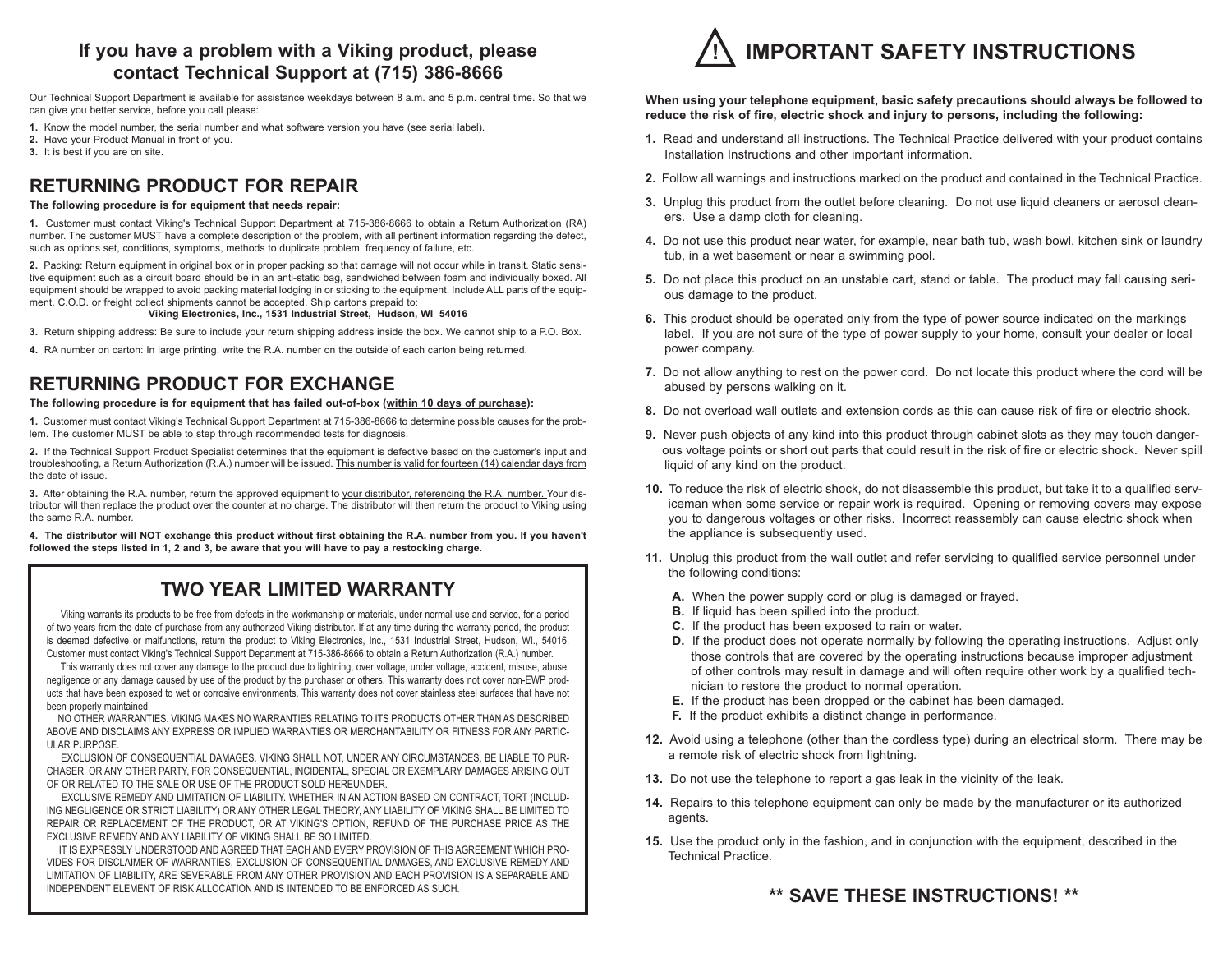## If you have a problem with a Viking product, please contact Technical Support at (715) 386-8666

Our Technical Support Department is available for assistance weekdays between 8 a.m. and 5 p.m. central time. So that we can give you better service, before you call please:

1. Know the model number, the serial number and what software version you have (see serial label).
2. Have your Product Manual in front of you.
3. It is best if you are on site.

## RETURNING PRODUCT FOR REPAIR

**The following procedure is for equipment that needs repair:**

1. Customer must contact Viking's Technical Support Department at 715-386-8666 to obtain a Return Authorization (RA) number. The customer MUST have a complete description of the problem, with all pertinent information regarding the defect, such as options set, conditions, symptoms, methods to duplicate problem, frequency of failure, etc.
2. Packing: Return equipment in original box or in proper packing so that damage will not occur while in transit. Static sensitive equipment such as a circuit board should be in an anti-static bag, sandwiched between foam and individually boxed. All equipment should be wrapped to avoid packing material lodging in or sticking to the equipment. Include ALL parts of the equipment. C.O.D. or freight collect shipments cannot be accepted. Ship cartons prepaid to:
   **Viking Electronics, Inc., 1531 Industrial Street, Hudson, WI 54016**
3. Return shipping address: Be sure to include your return shipping address inside the box. We cannot ship to a P.O. Box.
4. RA number on carton: In large printing, write the R.A. number on the outside of each carton being returned.

## RETURNING PRODUCT FOR EXCHANGE

**The following procedure is for equipment that has failed out-of-box (within 10 days of purchase):**

1. Customer must contact Viking's Technical Support Department at 715-386-8666 to determine possible causes for the problem. The customer MUST be able to step through recommended tests for diagnosis.
2. If the Technical Support Product Specialist determines that the equipment is defective based on the customer's input and troubleshooting, a Return Authorization (R.A.) number will be issued. This number is valid for fourteen (14) calendar days from the date of issue.
3. After obtaining the R.A. number, return the approved equipment to your distributor, referencing the R.A. number. Your distributor will then replace the product over the counter at no charge. The distributor will then return the product to Viking using the same R.A. number.
4. **The distributor will NOT exchange this product without first obtaining the R.A. number from you. If you haven't followed the steps listed in 1, 2 and 3, be aware that you will have to pay a restocking charge.**

## TWO YEAR LIMITED WARRANTY

Viking warrants its products to be free from defects in the workmanship or materials, under normal use and service, for a period of two years from the date of purchase from any authorized Viking distributor. If at any time during the warranty period, the product is deemed defective or malfunctions, return the product to Viking Electronics, Inc., 1531 Industrial Street, Hudson, WI., 54016. Customer must contact Viking's Technical Support Department at 715-386-8666 to obtain a Return Authorization (R.A.) number.

This warranty does not cover any damage to the product due to lightning, over voltage, under voltage, accident, misuse, abuse, negligence or any damage caused by use of the product by the purchaser or others. This warranty does not cover non-EWP products that have been exposed to wet or corrosive environments. This warranty does not cover stainless steel surfaces that have not been properly maintained.

NO OTHER WARRANTIES. VIKING MAKES NO WARRANTIES RELATING TO ITS PRODUCTS OTHER THAN AS DESCRIBED ABOVE AND DISCLAIMS ANY EXPRESS OR IMPLIED WARRANTIES OR MERCHANTABILITY OR FITNESS FOR ANY PARTICULAR PURPOSE.

EXCLUSION OF CONSEQUENTIAL DAMAGES. VIKING SHALL NOT, UNDER ANY CIRCUMSTANCES, BE LIABLE TO PURCHASER, OR ANY OTHER PARTY, FOR CONSEQUENTIAL, INCIDENTAL, SPECIAL OR EXEMPLARY DAMAGES ARISING OUT OF OR RELATED TO THE SALE OR USE OF THE PRODUCT SOLD HEREUNDER.

EXCLUSIVE REMEDY AND LIMITATION OF LIABILITY. WHETHER IN AN ACTION BASED ON CONTRACT, TORT (INCLUDING NEGLIGENCE OR STRICT LIABILITY) OR ANY OTHER LEGAL THEORY, ANY LIABILITY OF VIKING SHALL BE LIMITED TO REPAIR OR REPLACEMENT OF THE PRODUCT, OR AT VIKING'S OPTION, REFUND OF THE PURCHASE PRICE AS THE EXCLUSIVE REMEDY AND ANY LIABILITY OF VIKING SHALL BE SO LIMITED.

IT IS EXPRESSLY UNDERSTOOD AND AGREED THAT EACH AND EVERY PROVISION OF THIS AGREEMENT WHICH PROVIDES FOR DISCLAIMER OF WARRANTIES, EXCLUSION OF CONSEQUENTIAL DAMAGES, AND EXCLUSIVE REMEDY AND LIMITATION OF LIABILITY, ARE SEVERABLE FROM ANY OTHER PROVISION AND EACH PROVISION IS A SEPARABLE AND INDEPENDENT ELEMENT OF RISK ALLOCATION AND IS INTENDED TO BE ENFORCED AS SUCH.

# ! IMPORTANT SAFETY INSTRUCTIONS

**When using your telephone equipment, basic safety precautions should always be followed to reduce the risk of fire, electric shock and injury to persons, including the following:**

1. Read and understand all instructions. The Technical Practice delivered with your product contains Installation Instructions and other important information.
2. Follow all warnings and instructions marked on the product and contained in the Technical Practice.
3. Unplug this product from the outlet before cleaning. Do not use liquid cleaners or aerosol cleaners. Use a damp cloth for cleaning.
4. Do not use this product near water, for example, near bath tub, wash bowl, kitchen sink or laundry tub, in a wet basement or near a swimming pool.
5. Do not place this product on an unstable cart, stand or table. The product may fall causing serious damage to the product.
6. This product should be operated only from the type of power source indicated on the markings label. If you are not sure of the type of power supply to your home, consult your dealer or local power company.
7. Do not allow anything to rest on the power cord. Do not locate this product where the cord will be abused by persons walking on it.
8. Do not overload wall outlets and extension cords as this can cause risk of fire or electric shock.
9. Never push objects of any kind into this product through cabinet slots as they may touch dangerous voltage points or short out parts that could result in the risk of fire or electric shock. Never spill liquid of any kind on the product.
10. To reduce the risk of electric shock, do not disassemble this product, but take it to a qualified serviceman when some service or repair work is required. Opening or removing covers may expose you to dangerous voltages or other risks. Incorrect reassembly can cause electric shock when the appliance is subsequently used.
11. Unplug this product from the wall outlet and refer servicing to qualified service personnel under the following conditions:
    - **A.** When the power supply cord or plug is damaged or frayed.
    - **B.** If liquid has been spilled into the product.
    - **C.** If the product has been exposed to rain or water.
    - **D.** If the product does not operate normally by following the operating instructions. Adjust only those controls that are covered by the operating instructions because improper adjustment of other controls may result in damage and will often require other work by a qualified technician to restore the product to normal operation.
    - **E.** If the product has been dropped or the cabinet has been damaged.
    - **F.** If the product exhibits a distinct change in performance.
12. Avoid using a telephone (other than the cordless type) during an electrical storm. There may be a remote risk of electric shock from lightning.
13. Do not use the telephone to report a gas leak in the vicinity of the leak.
14. Repairs to this telephone equipment can only be made by the manufacturer or its authorized agents.
15. Use the product only in the fashion, and in conjunction with the equipment, described in the Technical Practice.

## ** SAVE THESE INSTRUCTIONS! **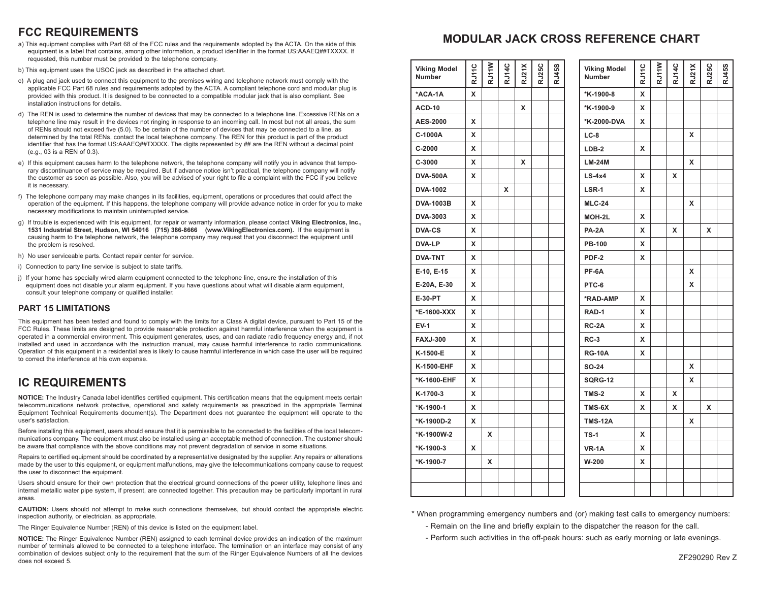## FCC REQUIREMENTS

a) This equipment complies with Part 68 of the FCC rules and the requirements adopted by the ACTA. On the side of this equipment is a label that contains, among other information, a product identifier in the format US:AAAEQ##TXXXX. If requested, this number must be provided to the telephone company.

b) This equipment uses the USOC jack as described in the attached chart.

c) A plug and jack used to connect this equipment to the premises wiring and telephone network must comply with the applicable FCC Part 68 rules and requirements adopted by the ACTA. A compliant telephone cord and modular plug is provided with this product. It is designed to be connected to a compatible modular jack that is also compliant. See installation instructions for details.

d) The REN is used to determine the number of devices that may be connected to a telephone line. Excessive RENs on a telephone line may result in the devices not ringing in response to an incoming call. In most but not all areas, the sum of RENs should not exceed five (5.0). To be certain of the number of devices that may be connected to a line, as determined by the total RENs, contact the local telephone company. The REN for this product is part of the product identifier that has the format US:AAAEQ##TXXXX. The digits represented by ## are the REN without a decimal point (e.g., 03 is a REN of 0.3).

e) If this equipment causes harm to the telephone network, the telephone company will notify you in advance that temporary discontinuance of service may be required. But if advance notice isn't practical, the telephone company will notify the customer as soon as possible. Also, you will be advised of your right to file a complaint with the FCC if you believe it is necessary.

f) The telephone company may make changes in its facilities, equipment, operations or procedures that could affect the operation of the equipment. If this happens, the telephone company will provide advance notice in order for you to make necessary modifications to maintain uninterrupted service.

g) If trouble is experienced with this equipment, for repair or warranty information, please contact **Viking Electronics, Inc., 1531 Industrial Street, Hudson, WI 54016 (715) 386-8666 (www.VikingElectronics.com).** If the equipment is causing harm to the telephone network, the telephone company may request that you disconnect the equipment until the problem is resolved.

h) No user serviceable parts. Contact repair center for service.

i) Connection to party line service is subject to state tariffs.

j) If your home has specially wired alarm equipment connected to the telephone line, ensure the installation of this equipment does not disable your alarm equipment. If you have questions about what will disable alarm equipment, consult your telephone company or qualified installer.

### PART 15 LIMITATIONS

This equipment has been tested and found to comply with the limits for a Class A digital device, pursuant to Part 15 of the FCC Rules. These limits are designed to provide reasonable protection against harmful interference when the equipment is operated in a commercial environment. This equipment generates, uses, and can radiate radio frequency energy and, if not installed and used in accordance with the instruction manual, may cause harmful interference to radio communications. Operation of this equipment in a residential area is likely to cause harmful interference in which case the user will be required to correct the interference at his own expense.

## IC REQUIREMENTS

**NOTICE:** The Industry Canada label identifies certified equipment. This certification means that the equipment meets certain telecommunications network protective, operational and safety requirements as prescribed in the appropriate Terminal Equipment Technical Requirements document(s). The Department does not guarantee the equipment will operate to the user's satisfaction.

Before installing this equipment, users should ensure that it is permissible to be connected to the facilities of the local telecommunications company. The equipment must also be installed using an acceptable method of connection. The customer should be aware that compliance with the above conditions may not prevent degradation of service in some situations.

Repairs to certified equipment should be coordinated by a representative designated by the supplier. Any repairs or alterations made by the user to this equipment, or equipment malfunctions, may give the telecommunications company cause to request the user to disconnect the equipment.

Users should ensure for their own protection that the electrical ground connections of the power utility, telephone lines and internal metallic water pipe system, if present, are connected together. This precaution may be particularly important in rural areas.

**CAUTION:** Users should not attempt to make such connections themselves, but should contact the appropriate electric inspection authority, or electrician, as appropriate.

The Ringer Equivalence Number (REN) of this device is listed on the equipment label.

**NOTICE:** The Ringer Equivalence Number (REN) assigned to each terminal device provides an indication of the maximum number of terminals allowed to be connected to a telephone interface. The termination on an interface may consist of any combination of devices subject only to the requirement that the sum of the Ringer Equivalence Numbers of all the devices does not exceed 5.

## MODULAR JACK CROSS REFERENCE CHART

| Viking Model Number | RJ11C | RJ11W | RJ14C | RJ21X | RJ25C | RJ45S |
|---|---|---|---|---|---|---|
| *ACA-1A | X | | | | | |
| ACD-10 | | | | X | | |
| AES-2000 | X | | | | | |
| C-1000A | X | | | | | |
| C-2000 | X | | | | | |
| C-3000 | X | | | X | | |
| DVA-500A | X | | | | | |
| DVA-1002 | | | X | | | |
| DVA-1003B | X | | | | | |
| DVA-3003 | X | | | | | |
| DVA-CS | X | | | | | |
| DVA-LP | X | | | | | |
| DVA-TNT | X | | | | | |
| E-10, E-15 | X | | | | | |
| E-20A, E-30 | X | | | | | |
| E-30-PT | X | | | | | |
| *E-1600-XXX | X | | | | | |
| EV-1 | X | | | | | |
| FAXJ-300 | X | | | | | |
| K-1500-E | X | | | | | |
| K-1500-EHF | X | | | | | |
| *K-1600-EHF | X | | | | | |
| K-1700-3 | X | | | | | |
| *K-1900-1 | X | | | | | |
| *K-1900D-2 | X | | | | | |
| *K-1900W-2 | | X | | | | |
| *K-1900-3 | X | | | | | |
| *K-1900-7 | | X | | | | |

| Viking Model Number | RJ11C | RJ11W | RJ14C | RJ21X | RJ25C | RJ45S |
|---|---|---|---|---|---|---|
| *K-1900-8 | X | | | | | |
| *K-1900-9 | X | | | | | |
| *K-2000-DVA | X | | | | | |
| LC-8 | | | | X | | |
| LDB-2 | X | | | | | |
| LM-24M | | | | X | | |
| LS-4x4 | X | | X | | | |
| LSR-1 | X | | | | | |
| MLC-24 | | | | X | | |
| MOH-2L | X | | | | | |
| PA-2A | X | | X | | X | |
| PB-100 | X | | | | | |
| PDF-2 | X | | | | | |
| PF-6A | | | | X | | |
| PTC-6 | | | | X | | |
| *RAD-AMP | X | | | | | |
| RAD-1 | X | | | | | |
| RC-2A | X | | | | | |
| RC-3 | X | | | | | |
| RG-10A | X | | | | | |
| SO-24 | | | | X | | |
| SQRG-12 | | | | X | | |
| TMS-2 | X | | X | | | |
| TMS-6X | X | | X | | X | |
| TMS-12A | | | | X | | |
| TS-1 | X | | | | | |
| VR-1A | X | | | | | |
| W-200 | X | | | | | |

\* When programming emergency numbers and (or) making test calls to emergency numbers:

- Remain on the line and briefly explain to the dispatcher the reason for the call.
- Perform such activities in the off-peak hours: such as early morning or late evenings.

ZF290290 Rev Z